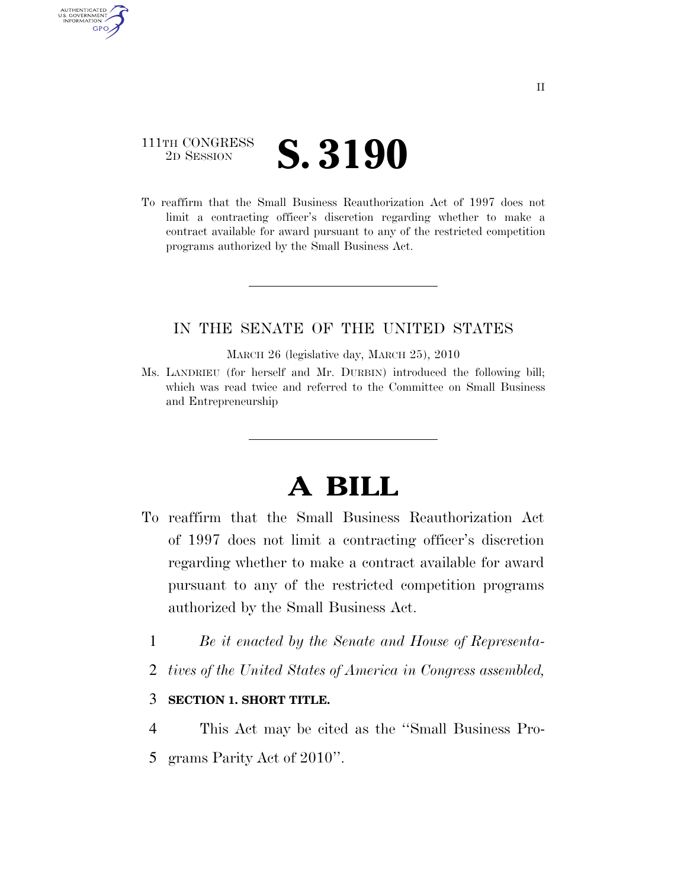111TH CONGRESS
2D SESSION

# S. 3190

To reaffirm that the Small Business Reauthorization Act of 1997 does not limit a contracting officer's discretion regarding whether to make a contract available for award pursuant to any of the restricted competition programs authorized by the Small Business Act.

IN THE SENATE OF THE UNITED STATES

MARCH 26 (legislative day, MARCH 25), 2010

Ms. LANDRIEU (for herself and Mr. DURBIN) introduced the following bill; which was read twice and referred to the Committee on Small Business and Entrepreneurship

# A BILL

To reaffirm that the Small Business Reauthorization Act of 1997 does not limit a contracting officer's discretion regarding whether to make a contract available for award pursuant to any of the restricted competition programs authorized by the Small Business Act.

1 *Be it enacted by the Senate and House of Representa-*
2 *tives of the United States of America in Congress assembled,*

3 **SECTION 1. SHORT TITLE.**

4 This Act may be cited as the ''Small Business Pro-
5 grams Parity Act of 2010''.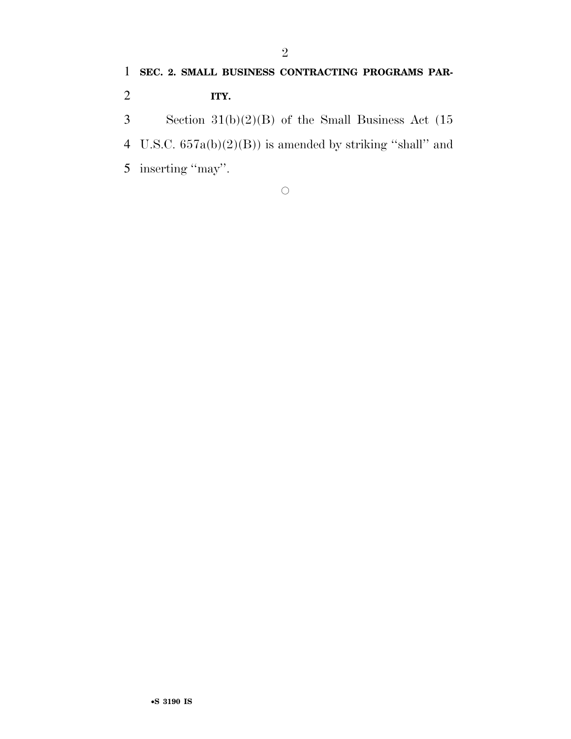**SEC. 2. SMALL BUSINESS CONTRACTING PROGRAMS PARITY.**

Section 31(b)(2)(B) of the Small Business Act (15 U.S.C. 657a(b)(2)(B)) is amended by striking "shall" and inserting "may".